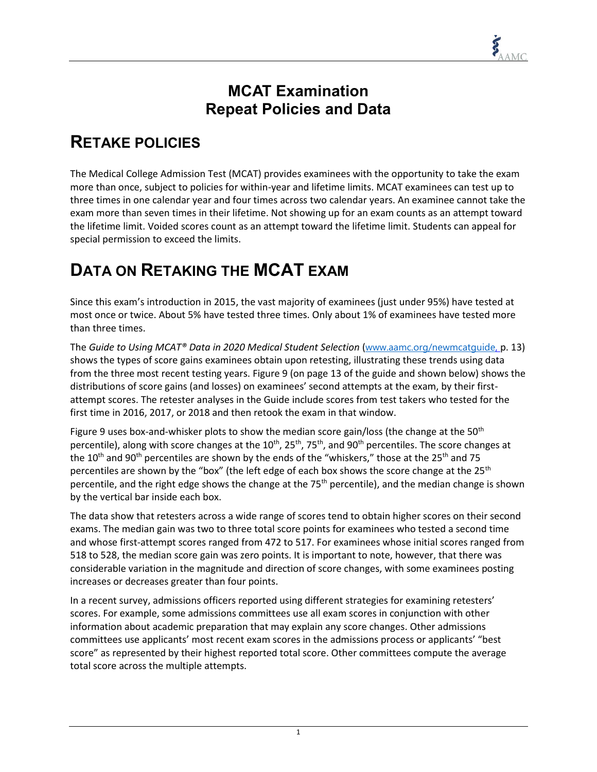# MCAT Examination
# Repeat Policies and Data

## RETAKE POLICIES

The Medical College Admission Test (MCAT) provides examinees with the opportunity to take the exam more than once, subject to policies for within-year and lifetime limits. MCAT examinees can test up to three times in one calendar year and four times across two calendar years. An examinee cannot take the exam more than seven times in their lifetime. Not showing up for an exam counts as an attempt toward the lifetime limit. Voided scores count as an attempt toward the lifetime limit. Students can appeal for special permission to exceed the limits.

## DATA ON RETAKING THE MCAT EXAM

Since this exam's introduction in 2015, the vast majority of examinees (just under 95%) have tested at most once or twice. About 5% have tested three times. Only about 1% of examinees have tested more than three times.

The *Guide to Using MCAT® Data in 2020 Medical Student Selection* (www.aamc.org/newmcatguide, p. 13) shows the types of score gains examinees obtain upon retesting, illustrating these trends using data from the three most recent testing years. Figure 9 (on page 13 of the guide and shown below) shows the distributions of score gains (and losses) on examinees' second attempts at the exam, by their first-attempt scores. The retester analyses in the Guide include scores from test takers who tested for the first time in 2016, 2017, or 2018 and then retook the exam in that window.

Figure 9 uses box-and-whisker plots to show the median score gain/loss (the change at the 50th percentile), along with score changes at the 10th, 25th, 75th, and 90th percentiles. The score changes at the 10th and 90th percentiles are shown by the ends of the "whiskers," those at the 25th and 75 percentiles are shown by the "box" (the left edge of each box shows the score change at the 25th percentile, and the right edge shows the change at the 75th percentile), and the median change is shown by the vertical bar inside each box.

The data show that retesters across a wide range of scores tend to obtain higher scores on their second exams. The median gain was two to three total score points for examinees who tested a second time and whose first-attempt scores ranged from 472 to 517. For examinees whose initial scores ranged from 518 to 528, the median score gain was zero points. It is important to note, however, that there was considerable variation in the magnitude and direction of score changes, with some examinees posting increases or decreases greater than four points.

In a recent survey, admissions officers reported using different strategies for examining retesters' scores. For example, some admissions committees use all exam scores in conjunction with other information about academic preparation that may explain any score changes. Other admissions committees use applicants' most recent exam scores in the admissions process or applicants' "best score" as represented by their highest reported total score. Other committees compute the average total score across the multiple attempts.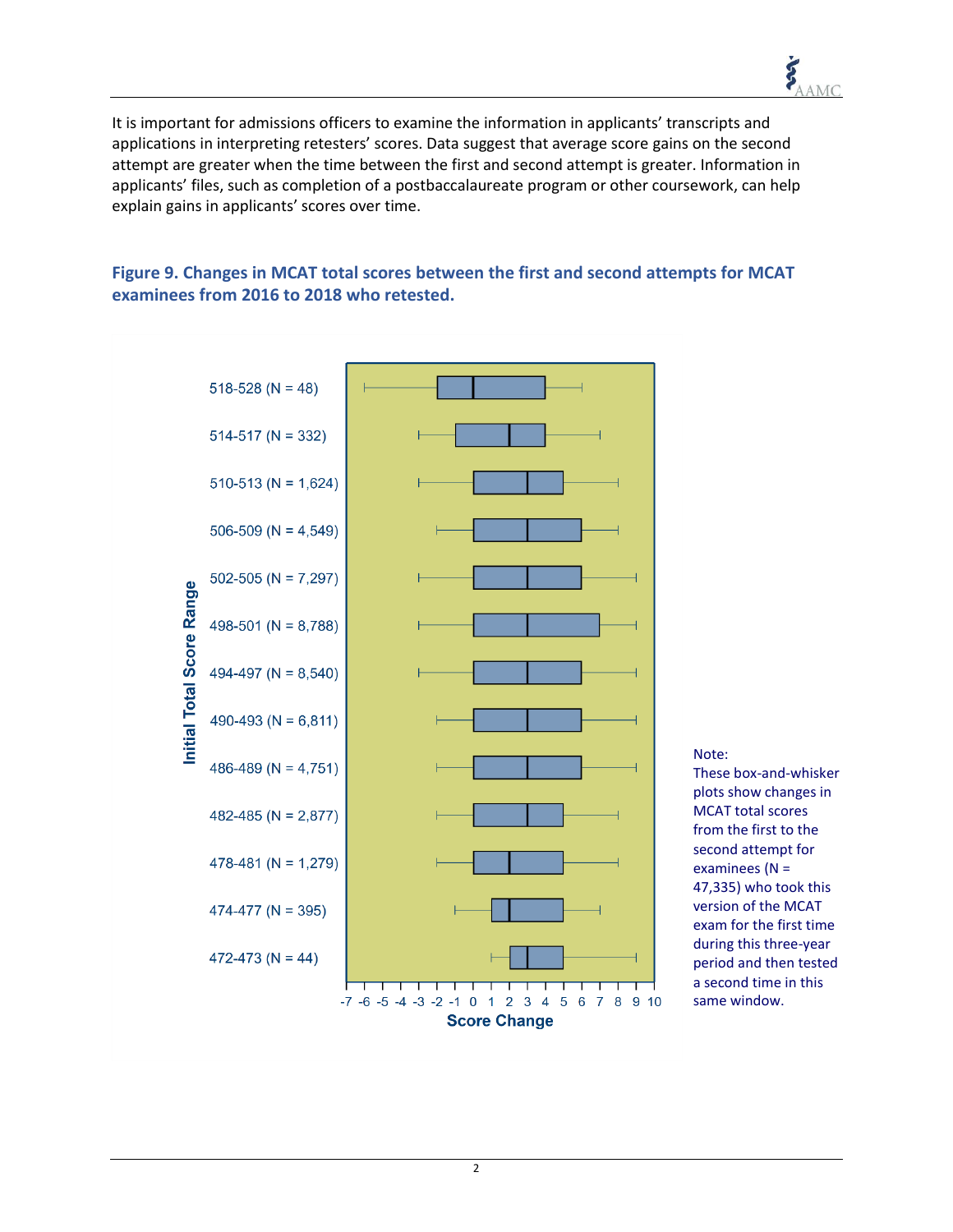It is important for admissions officers to examine the information in applicants' transcripts and applications in interpreting retesters' scores. Data suggest that average score gains on the second attempt are greater when the time between the first and second attempt is greater. Information in applicants' files, such as completion of a postbaccalaureate program or other coursework, can help explain gains in applicants' scores over time.

### Figure 9. Changes in MCAT total scores between the first and second attempts for MCAT examinees from 2016 to 2018 who retested.

Initial Total Score Range

518-528 (N = 48)
514-517 (N = 332)
510-513 (N = 1,624)
506-509 (N = 4,549)
502-505 (N = 7,297)
498-501 (N = 8,788)
494-497 (N = 8,540)
490-493 (N = 6,811)
486-489 (N = 4,751)
482-485 (N = 2,877)
478-481 (N = 1,279)
474-477 (N = 395)
472-473 (N = 44)

-7 -6 -5 -4 -3 -2 -1 0 1 2 3 4 5 6 7 8 9 10

Score Change

Note: These box-and-whisker plots show changes in MCAT total scores from the first to the second attempt for examinees (N = 47,335) who took this version of the MCAT exam for the first time during this three-year period and then tested a second time in this same window.